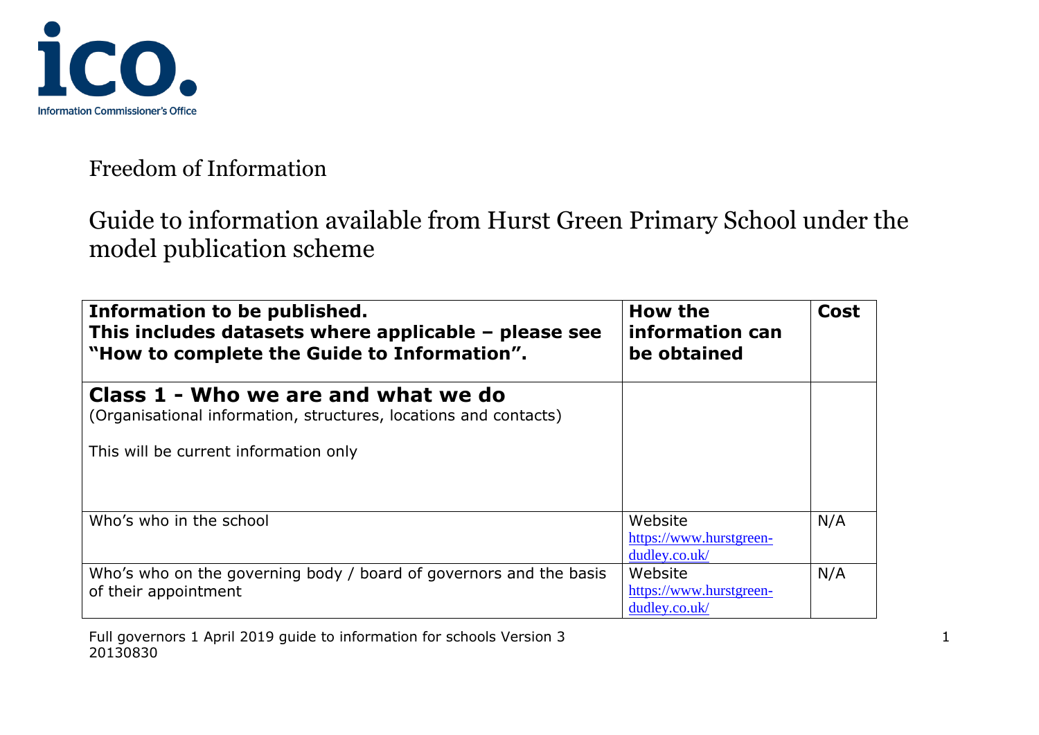Freedom of Information

# Guide to information available from Hurst Green Primary School under the model publication scheme

| **Information to be published. This includes datasets where applicable – please see "How to complete the Guide to Information".** | **How the information can be obtained** | **Cost** |
|---|---|---|
| **Class 1 - Who we are and what we do**<br>(Organisational information, structures, locations and contacts)<br><br>This will be current information only | | |
| Who's who in the school | Website https://www.hurstgreen-dudley.co.uk/ | N/A |
| Who's who on the governing body / board of governors and the basis of their appointment | Website https://www.hurstgreen-dudley.co.uk/ | N/A |

Full governors 1 April 2019 guide to information for schools Version 3 20130830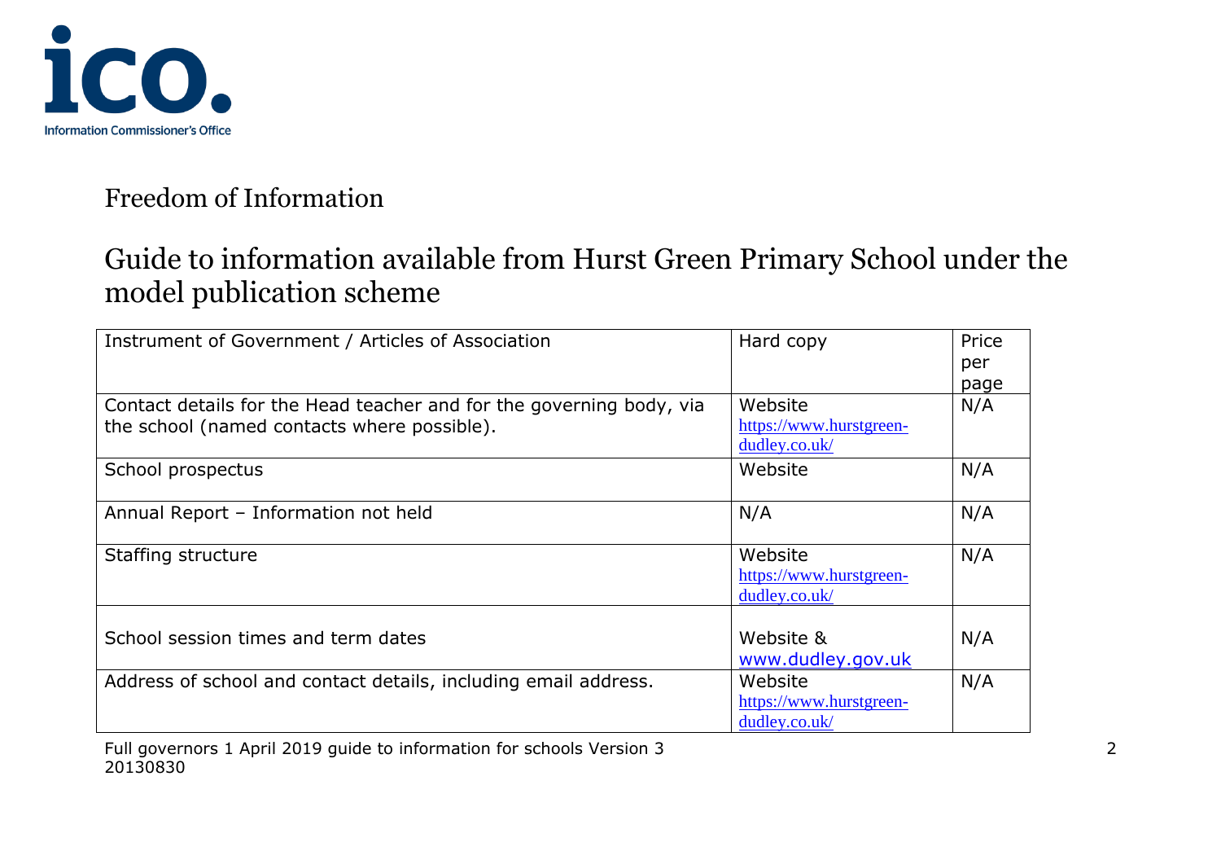ico. Information Commissioner's Office

# Freedom of Information

## Guide to information available from Hurst Green Primary School under the model publication scheme

| Instrument of Government / Articles of Association | Hard copy | Price per page |
|---|---|---|
| Contact details for the Head teacher and for the governing body, via the school (named contacts where possible). | Website https://www.hurstgreen-dudley.co.uk/ | N/A |
| School prospectus | Website | N/A |
| Annual Report – Information not held | N/A | N/A |
| Staffing structure | Website https://www.hurstgreen-dudley.co.uk/ | N/A |
| School session times and term dates | Website & www.dudley.gov.uk | N/A |
| Address of school and contact details, including email address. | Website https://www.hurstgreen-dudley.co.uk/ | N/A |

Full governors 1 April 2019 guide to information for schools Version 3 20130830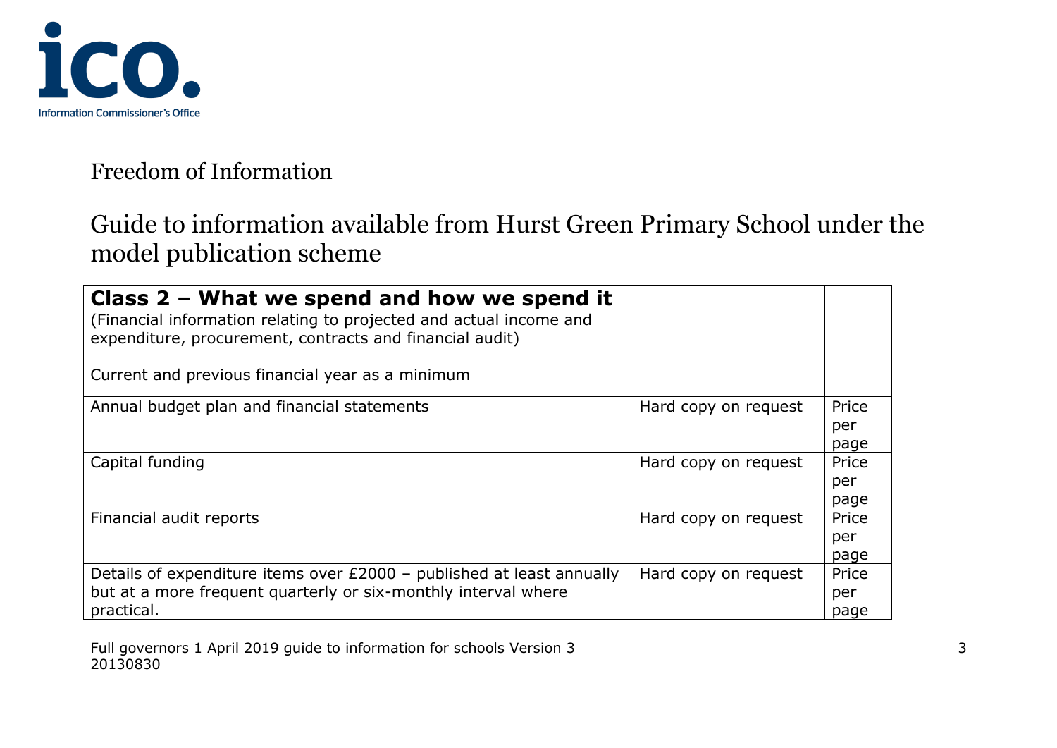Freedom of Information

# Guide to information available from Hurst Green Primary School under the model publication scheme

| **Class 2 – What we spend and how we spend it**<br>(Financial information relating to projected and actual income and expenditure, procurement, contracts and financial audit)<br><br>Current and previous financial year as a minimum | | |
|---|---|---|
| Annual budget plan and financial statements | Hard copy on request | Price per page |
| Capital funding | Hard copy on request | Price per page |
| Financial audit reports | Hard copy on request | Price per page |
| Details of expenditure items over £2000 – published at least annually but at a more frequent quarterly or six-monthly interval where practical. | Hard copy on request | Price per page |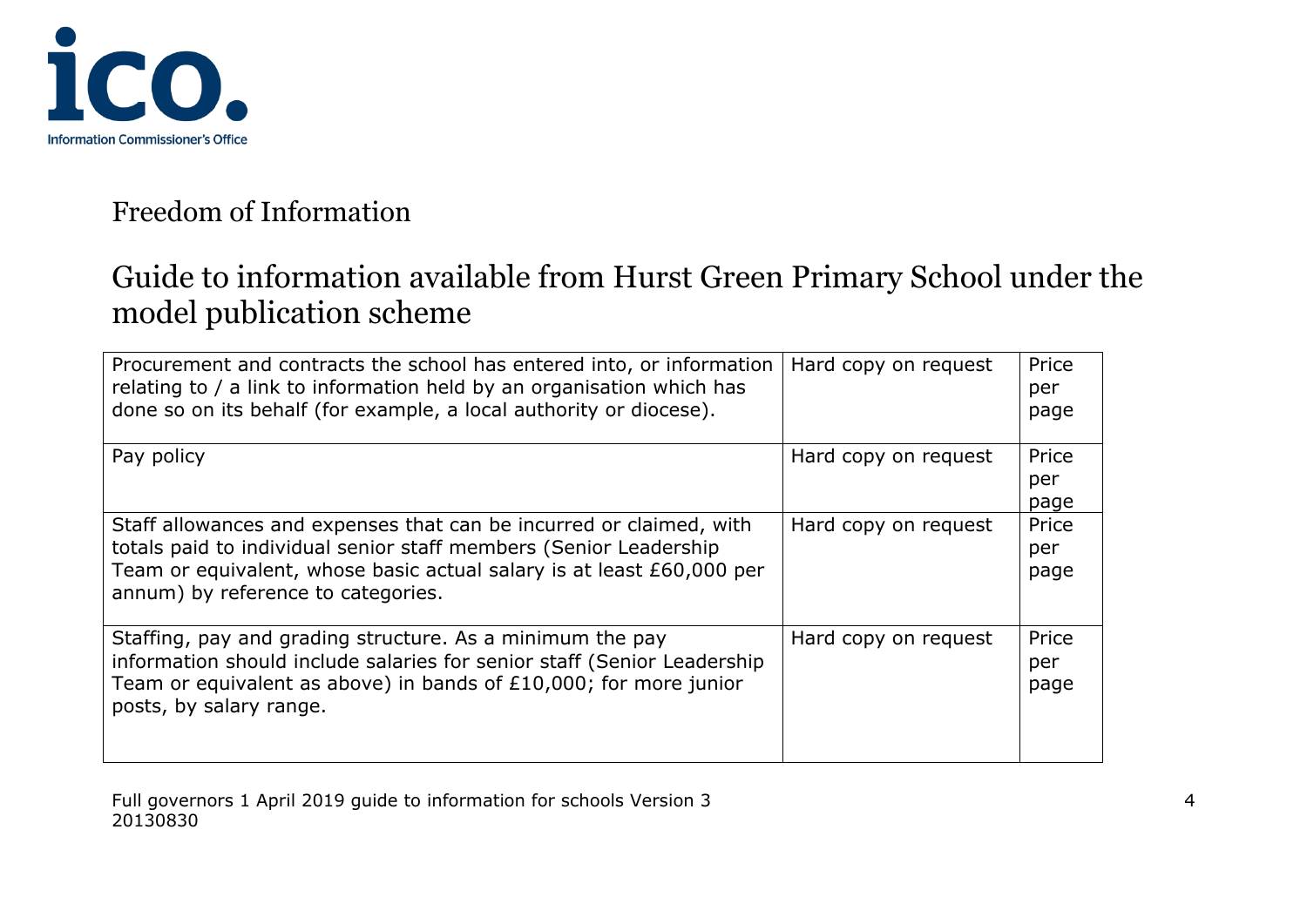Freedom of Information

## Guide to information available from Hurst Green Primary School under the model publication scheme

| | | |
|---|---|---|
| Procurement and contracts the school has entered into, or information relating to / a link to information held by an organisation which has done so on its behalf (for example, a local authority or diocese). | Hard copy on request | Price per page |
| Pay policy | Hard copy on request | Price per page |
| Staff allowances and expenses that can be incurred or claimed, with totals paid to individual senior staff members (Senior Leadership Team or equivalent, whose basic actual salary is at least £60,000 per annum) by reference to categories. | Hard copy on request | Price per page |
| Staffing, pay and grading structure. As a minimum the pay information should include salaries for senior staff (Senior Leadership Team or equivalent as above) in bands of £10,000; for more junior posts, by salary range. | Hard copy on request | Price per page |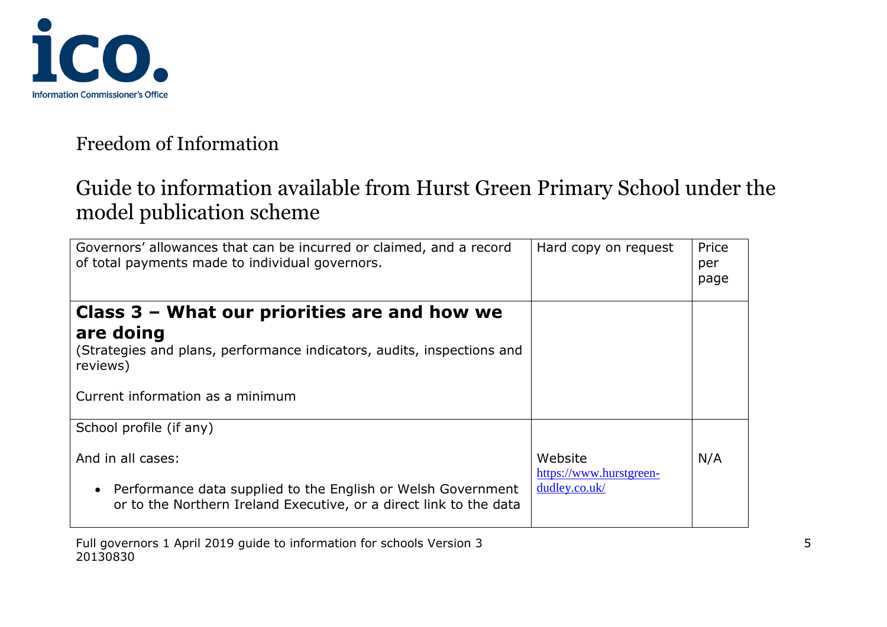Freedom of Information

# Guide to information available from Hurst Green Primary School under the model publication scheme

| | | |
|---|---|---|
| Governors' allowances that can be incurred or claimed, and a record of total payments made to individual governors. | Hard copy on request | Price per page |
| **Class 3 – What our priorities are and how we are doing**<br>(Strategies and plans, performance indicators, audits, inspections and reviews)<br><br>Current information as a minimum | | |
| School profile (if any)<br><br>And in all cases:<br><br>• Performance data supplied to the English or Welsh Government or to the Northern Ireland Executive, or a direct link to the data | Website<br>https://www.hurstgreen-dudley.co.uk/ | N/A |

Full governors 1 April 2019 guide to information for schools Version 3 20130830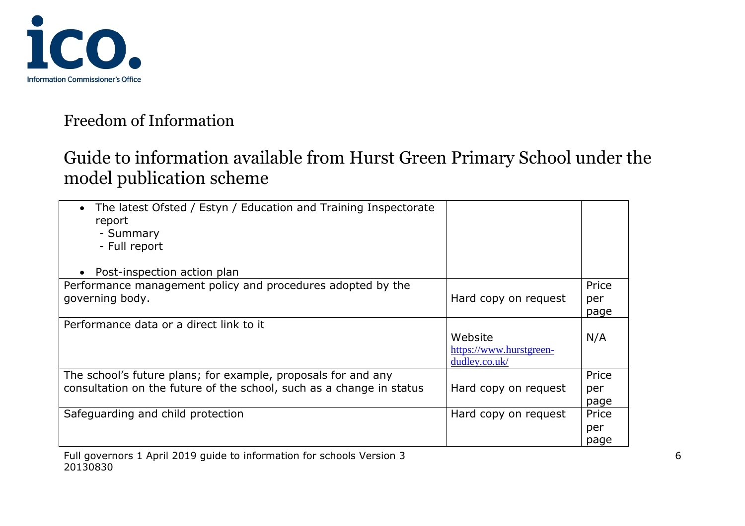Freedom of Information

## Guide to information available from Hurst Green Primary School under the model publication scheme

| | | |
|---|---|---|
| • The latest Ofsted / Estyn / Education and Training Inspectorate report<br>- Summary<br>- Full report<br><br>• Post-inspection action plan | | |
| Performance management policy and procedures adopted by the governing body. | Hard copy on request | Price per page |
| Performance data or a direct link to it | Website<br>https://www.hurstgreen-dudley.co.uk/ | N/A |
| The school's future plans; for example, proposals for and any consultation on the future of the school, such as a change in status | Hard copy on request | Price per page |
| Safeguarding and child protection | Hard copy on request | Price per page |

Full governors 1 April 2019 guide to information for schools Version 3 20130830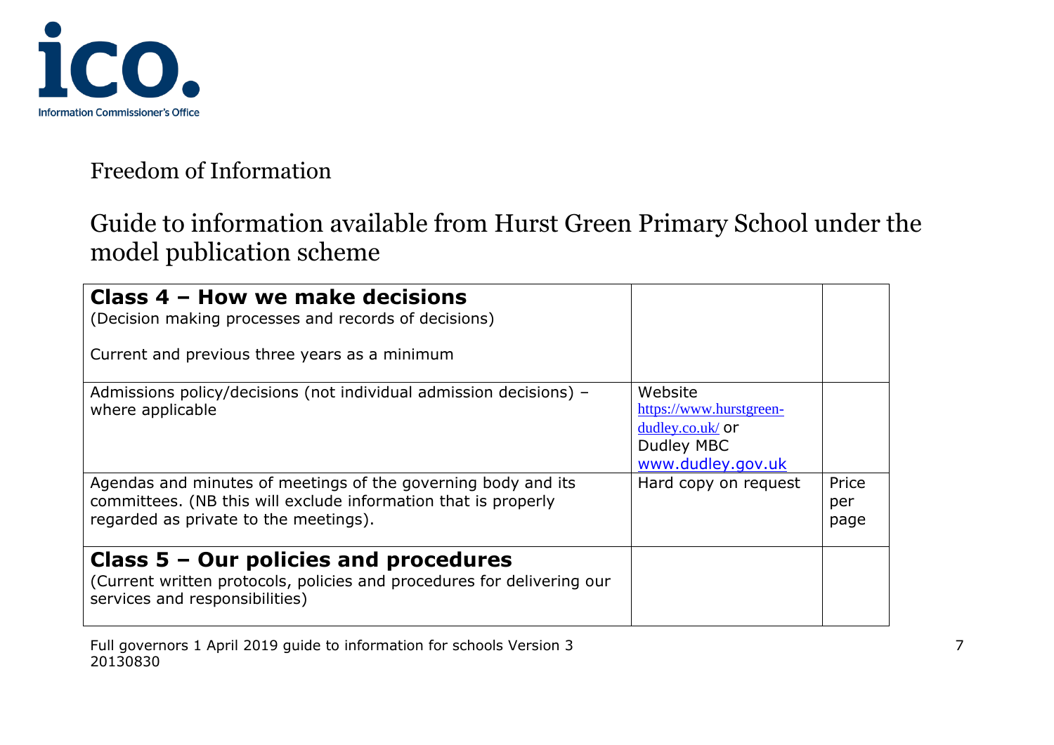Freedom of Information

## Guide to information available from Hurst Green Primary School under the model publication scheme

| **Class 4 – How we make decisions**<br>(Decision making processes and records of decisions)<br><br>Current and previous three years as a minimum | | |
|---|---|---|
| Admissions policy/decisions (not individual admission decisions) – where applicable | Website https://www.hurstgreen-dudley.co.uk/ or Dudley MBC www.dudley.gov.uk | |
| Agendas and minutes of meetings of the governing body and its committees. (NB this will exclude information that is properly regarded as private to the meetings). | Hard copy on request | Price per page |
| **Class 5 – Our policies and procedures**<br>(Current written protocols, policies and procedures for delivering our services and responsibilities) | | |

Full governors 1 April 2019 guide to information for schools Version 3 20130830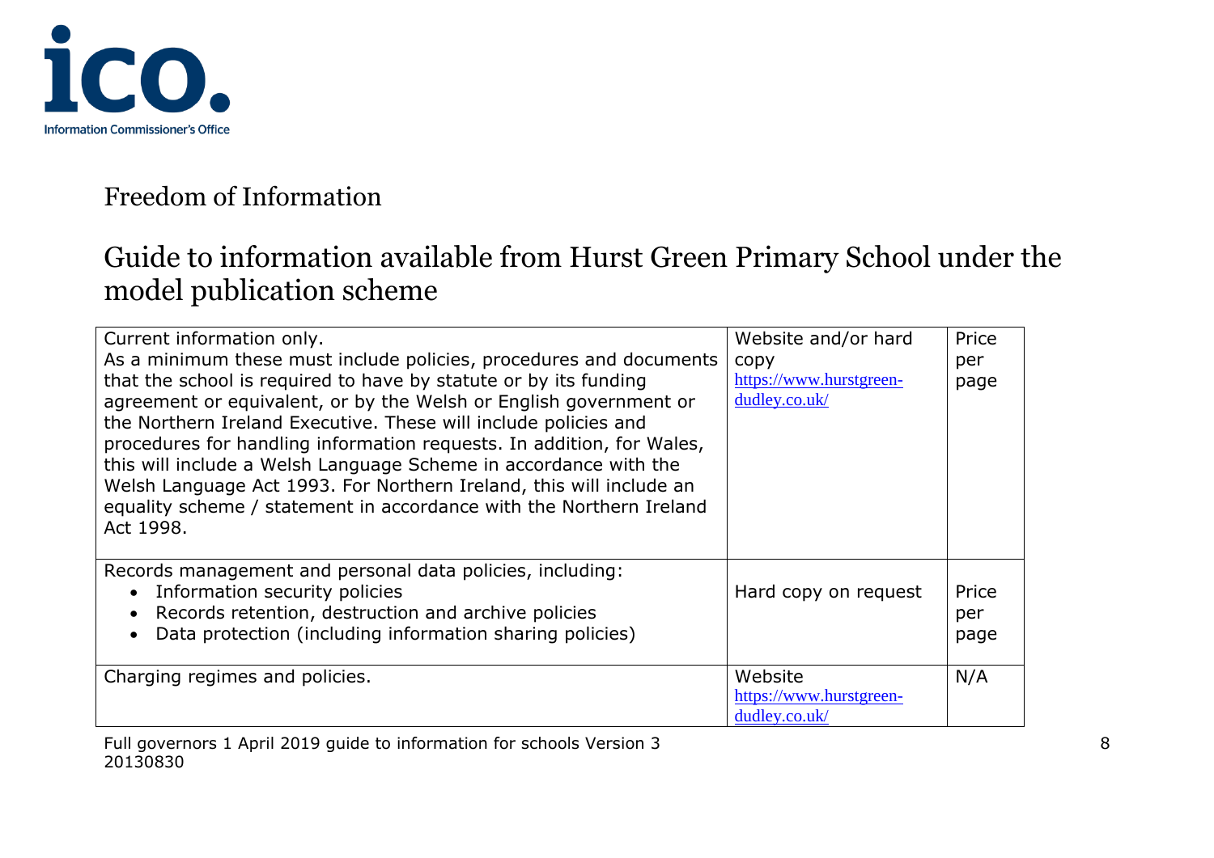Freedom of Information

## Guide to information available from Hurst Green Primary School under the model publication scheme

| | | |
|---|---|---|
| Current information only.<br>As a minimum these must include policies, procedures and documents that the school is required to have by statute or by its funding agreement or equivalent, or by the Welsh or English government or the Northern Ireland Executive. These will include policies and procedures for handling information requests. In addition, for Wales, this will include a Welsh Language Scheme in accordance with the Welsh Language Act 1993. For Northern Ireland, this will include an equality scheme / statement in accordance with the Northern Ireland Act 1998. | Website and/or hard copy<br>https://www.hurstgreen-dudley.co.uk/ | Price per page |
| Records management and personal data policies, including:<br>• Information security policies<br>• Records retention, destruction and archive policies<br>• Data protection (including information sharing policies) | Hard copy on request | Price per page |
| Charging regimes and policies. | Website<br>https://www.hurstgreen-dudley.co.uk/ | N/A |

Full governors 1 April 2019 guide to information for schools Version 3 20130830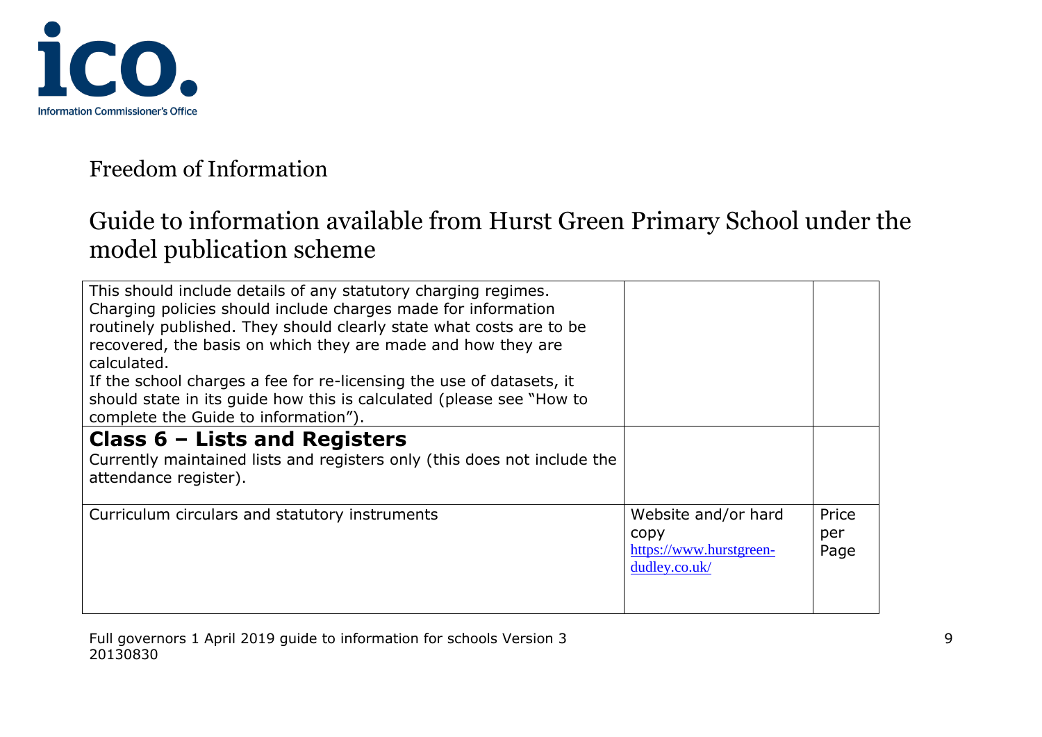Freedom of Information

## Guide to information available from Hurst Green Primary School under the model publication scheme

| | | |
|---|---|---|
| This should include details of any statutory charging regimes. Charging policies should include charges made for information routinely published. They should clearly state what costs are to be recovered, the basis on which they are made and how they are calculated.<br>If the school charges a fee for re-licensing the use of datasets, it should state in its guide how this is calculated (please see "How to complete the Guide to information"). | | |
| **Class 6 – Lists and Registers**<br>Currently maintained lists and registers only (this does not include the attendance register). | | |
| Curriculum circulars and statutory instruments | Website and/or hard copy [https://www.hurstgreen-dudley.co.uk/](https://www.hurstgreen-dudley.co.uk/) | Price per Page |

Full governors 1 April 2019 guide to information for schools Version 3 20130830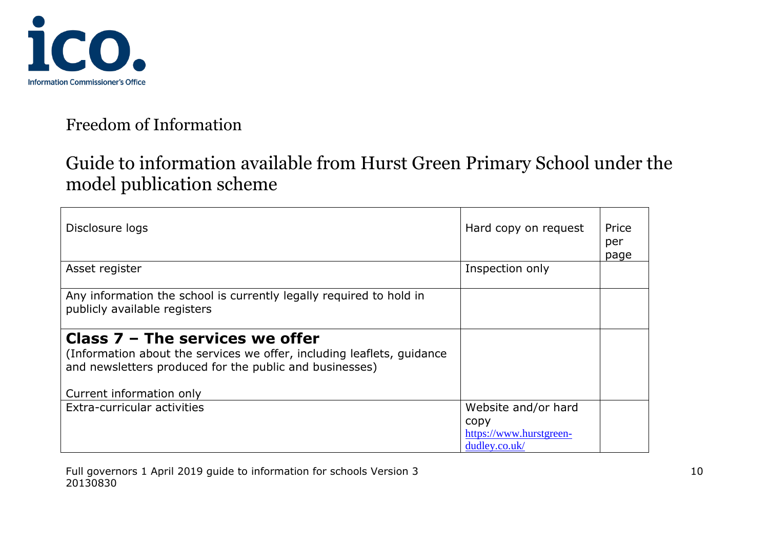Freedom of Information

## Guide to information available from Hurst Green Primary School under the model publication scheme

| Disclosure logs | Hard copy on request | Price per page |
|---|---|---|
| Asset register | Inspection only | |
| Any information the school is currently legally required to hold in publicly available registers | | |
| **Class 7 – The services we offer**<br>(Information about the services we offer, including leaflets, guidance and newsletters produced for the public and businesses)<br><br>Current information only | | |
| Extra-curricular activities | Website and/or hard copy<br>https://www.hurstgreen-dudley.co.uk/ | |

Full governors 1 April 2019 guide to information for schools Version 3 20130830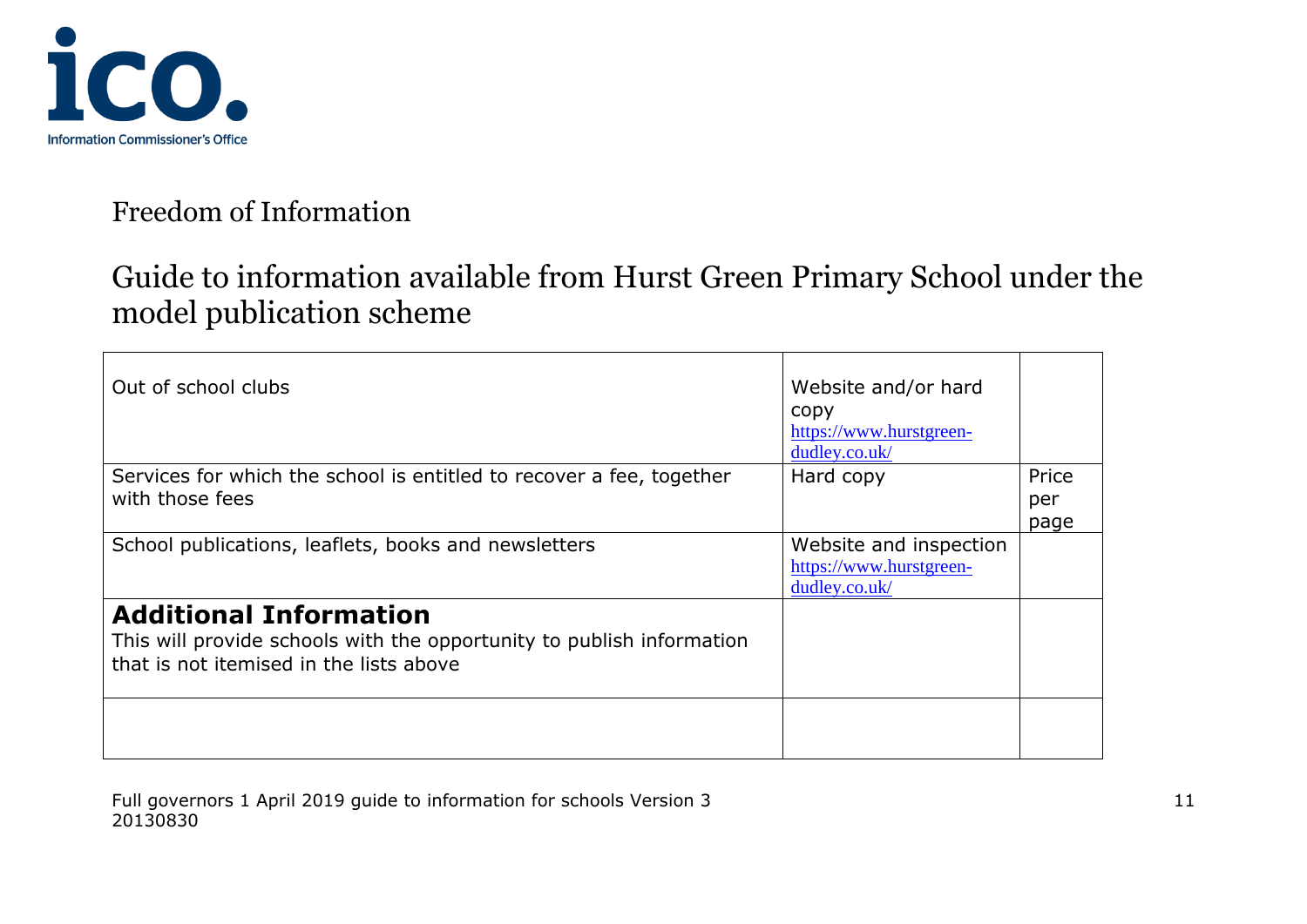Information Commissioner's Office

# Freedom of Information

## Guide to information available from Hurst Green Primary School under the model publication scheme

| | | |
|---|---|---|
| Out of school clubs | Website and/or hard copy https://www.hurstgreen-dudley.co.uk/ | |
| Services for which the school is entitled to recover a fee, together with those fees | Hard copy | Price per page |
| School publications, leaflets, books and newsletters | Website and inspection https://www.hurstgreen-dudley.co.uk/ | |
| **Additional Information** This will provide schools with the opportunity to publish information that is not itemised in the lists above | | |
| | | |

Full governors 1 April 2019 guide to information for schools Version 3 20130830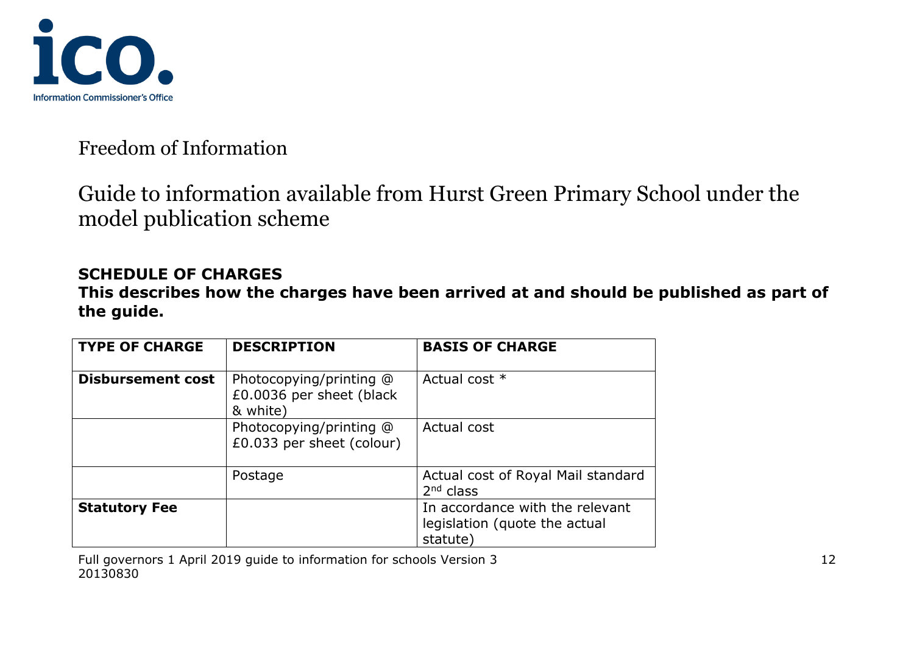Freedom of Information

## Guide to information available from Hurst Green Primary School under the model publication scheme

**SCHEDULE OF CHARGES**
**This describes how the charges have been arrived at and should be published as part of the guide.**

| TYPE OF CHARGE | DESCRIPTION | BASIS OF CHARGE |
|---|---|---|
| **Disbursement cost** | Photocopying/printing @ £0.0036 per sheet (black & white) | Actual cost * |
| | Photocopying/printing @ £0.033 per sheet (colour) | Actual cost |
| | Postage | Actual cost of Royal Mail standard 2nd class |
| **Statutory Fee** | | In accordance with the relevant legislation (quote the actual statute) |

Full governors 1 April 2019 guide to information for schools Version 3 20130830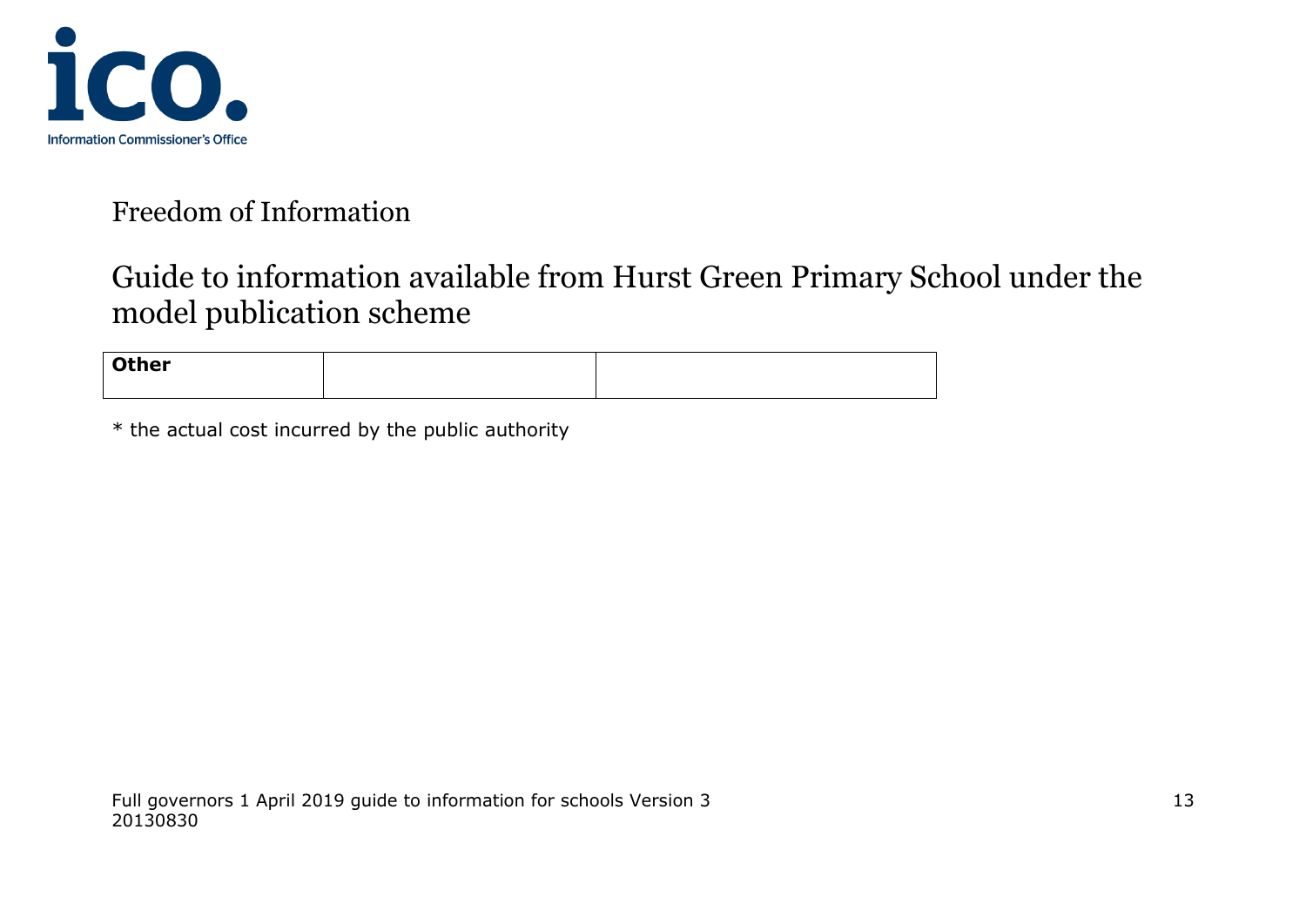Freedom of Information

Guide to information available from Hurst Green Primary School under the model publication scheme

| | | |
|---|---|---|
| **Other** | | |

* the actual cost incurred by the public authority